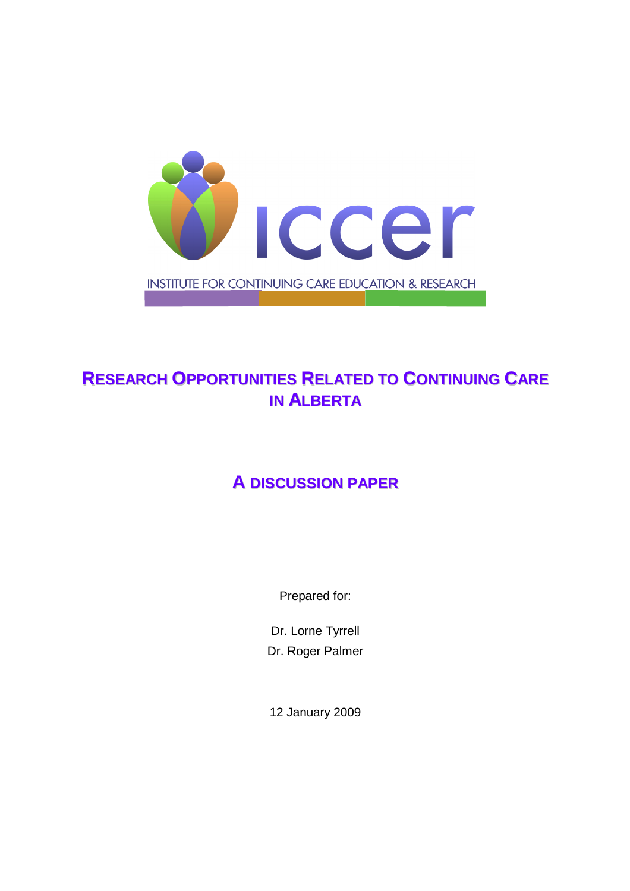iccer

INSTITUTE FOR CONTINUING CARE EDUCATION & RESEARCH

# RESEARCH OPPORTUNITIES RELATED TO CONTINUING CARE IN ALBERTA

## A DISCUSSION PAPER

Prepared for:

Dr. Lorne Tyrrell

Dr. Roger Palmer

12 January 2009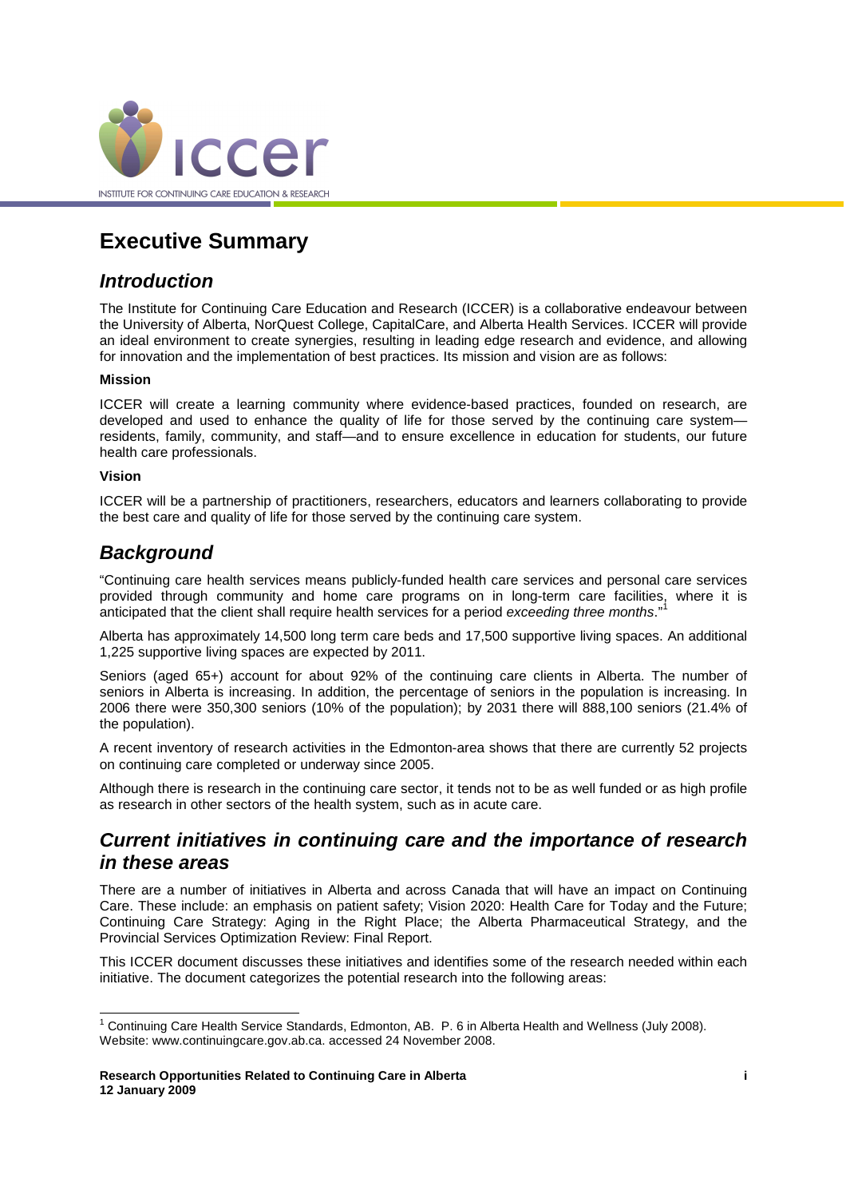# Executive Summary

## *Introduction*

The Institute for Continuing Care Education and Research (ICCER) is a collaborative endeavour between the University of Alberta, NorQuest College, CapitalCare, and Alberta Health Services. ICCER will provide an ideal environment to create synergies, resulting in leading edge research and evidence, and allowing for innovation and the implementation of best practices. Its mission and vision are as follows:

**Mission**

ICCER will create a learning community where evidence-based practices, founded on research, are developed and used to enhance the quality of life for those served by the continuing care system—residents, family, community, and staff—and to ensure excellence in education for students, our future health care professionals.

**Vision**

ICCER will be a partnership of practitioners, researchers, educators and learners collaborating to provide the best care and quality of life for those served by the continuing care system.

## *Background*

"Continuing care health services means publicly-funded health care services and personal care services provided through community and home care programs on in long-term care facilities, where it is anticipated that the client shall require health services for a period *exceeding three months*."[1]

Alberta has approximately 14,500 long term care beds and 17,500 supportive living spaces. An additional 1,225 supportive living spaces are expected by 2011.

Seniors (aged 65+) account for about 92% of the continuing care clients in Alberta. The number of seniors in Alberta is increasing. In addition, the percentage of seniors in the population is increasing. In 2006 there were 350,300 seniors (10% of the population); by 2031 there will 888,100 seniors (21.4% of the population).

A recent inventory of research activities in the Edmonton-area shows that there are currently 52 projects on continuing care completed or underway since 2005.

Although there is research in the continuing care sector, it tends not to be as well funded or as high profile as research in other sectors of the health system, such as in acute care.

## *Current initiatives in continuing care and the importance of research in these areas*

There are a number of initiatives in Alberta and across Canada that will have an impact on Continuing Care. These include: an emphasis on patient safety; Vision 2020: Health Care for Today and the Future; Continuing Care Strategy: Aging in the Right Place; the Alberta Pharmaceutical Strategy, and the Provincial Services Optimization Review: Final Report.

This ICCER document discusses these initiatives and identifies some of the research needed within each initiative. The document categorizes the potential research into the following areas:

---

[1] Continuing Care Health Service Standards, Edmonton, AB. P. 6 in Alberta Health and Wellness (July 2008). Website: www.continuingcare.gov.ab.ca. accessed 24 November 2008.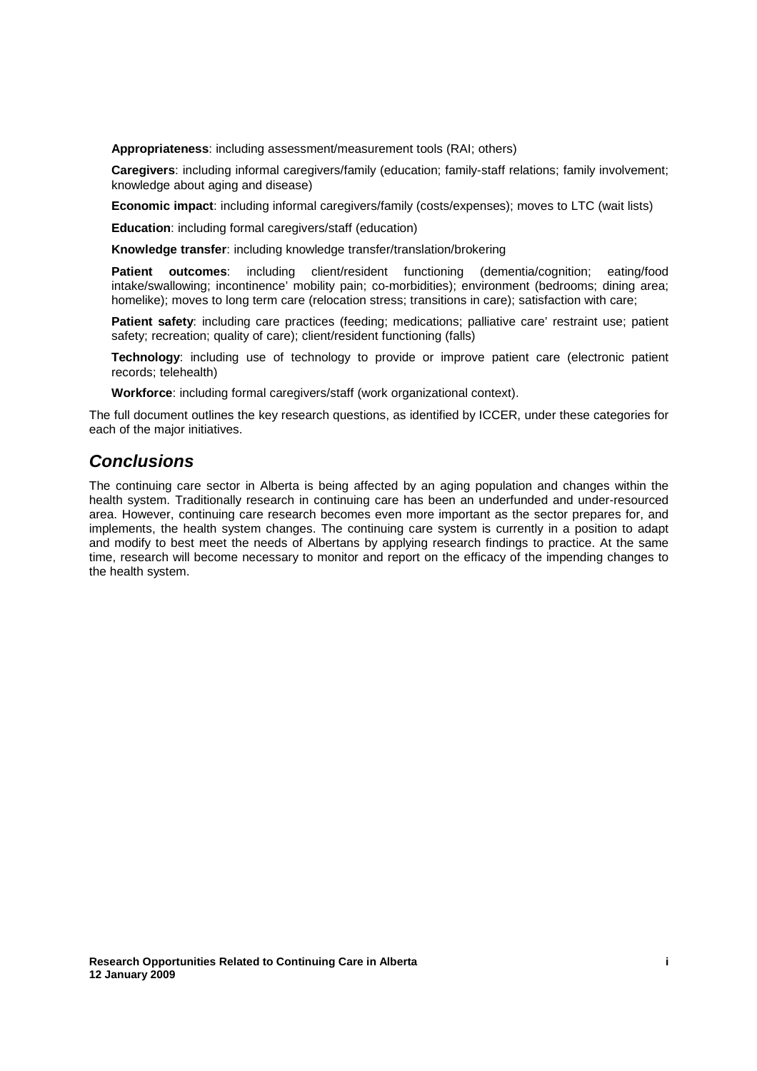**Appropriateness**: including assessment/measurement tools (RAI; others)

**Caregivers**: including informal caregivers/family (education; family-staff relations; family involvement; knowledge about aging and disease)

**Economic impact**: including informal caregivers/family (costs/expenses); moves to LTC (wait lists)

**Education**: including formal caregivers/staff (education)

**Knowledge transfer**: including knowledge transfer/translation/brokering

**Patient outcomes**: including client/resident functioning (dementia/cognition; eating/food intake/swallowing; incontinence' mobility pain; co-morbidities); environment (bedrooms; dining area; homelike); moves to long term care (relocation stress; transitions in care); satisfaction with care;

**Patient safety**: including care practices (feeding; medications; palliative care' restraint use; patient safety; recreation; quality of care); client/resident functioning (falls)

**Technology**: including use of technology to provide or improve patient care (electronic patient records; telehealth)

**Workforce**: including formal caregivers/staff (work organizational context).

The full document outlines the key research questions, as identified by ICCER, under these categories for each of the major initiatives.

## *Conclusions*

The continuing care sector in Alberta is being affected by an aging population and changes within the health system. Traditionally research in continuing care has been an underfunded and under-resourced area. However, continuing care research becomes even more important as the sector prepares for, and implements, the health system changes. The continuing care system is currently in a position to adapt and modify to best meet the needs of Albertans by applying research findings to practice. At the same time, research will become necessary to monitor and report on the efficacy of the impending changes to the health system.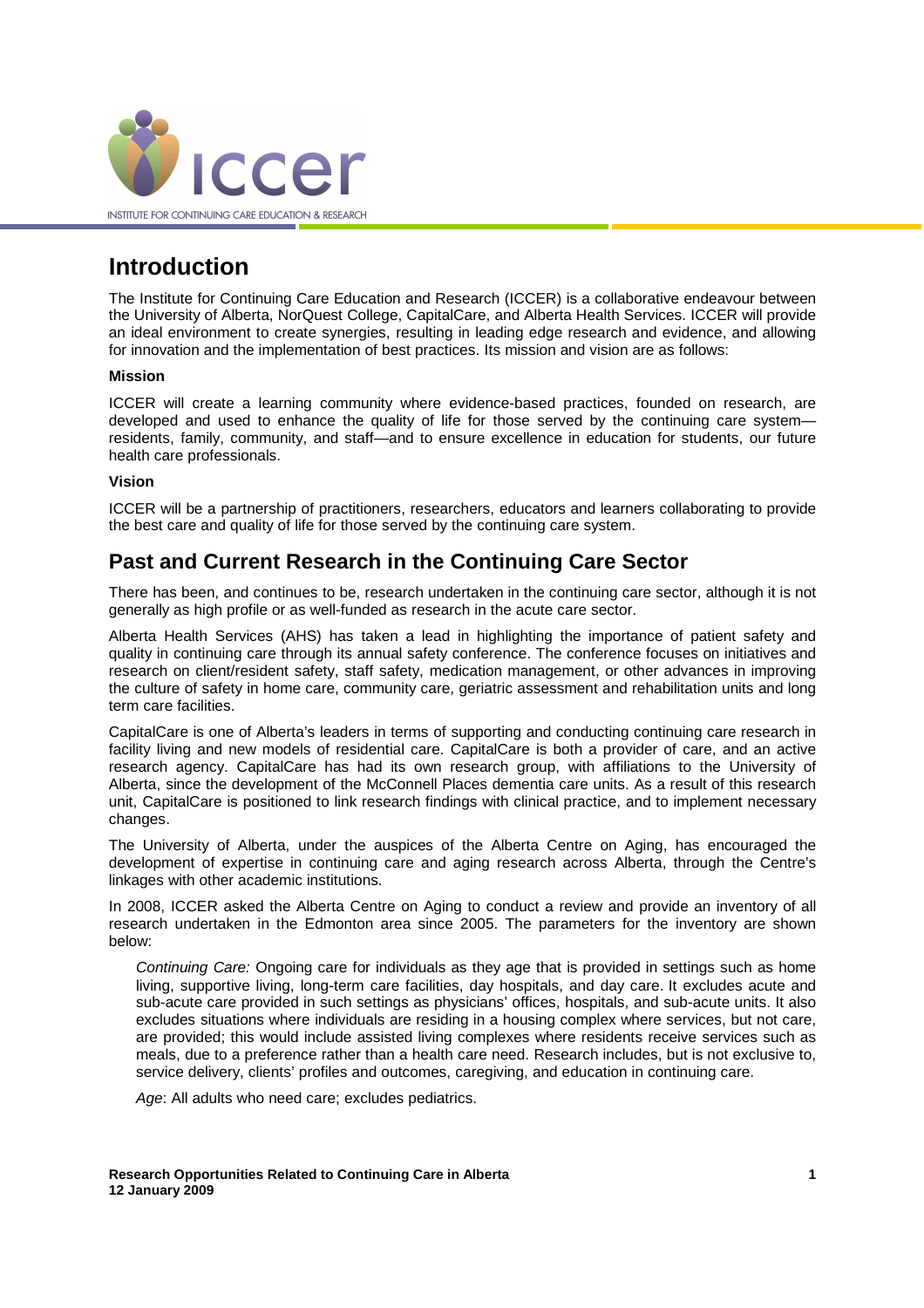# Introduction

The Institute for Continuing Care Education and Research (ICCER) is a collaborative endeavour between the University of Alberta, NorQuest College, CapitalCare, and Alberta Health Services. ICCER will provide an ideal environment to create synergies, resulting in leading edge research and evidence, and allowing for innovation and the implementation of best practices. Its mission and vision are as follows:

**Mission**

ICCER will create a learning community where evidence-based practices, founded on research, are developed and used to enhance the quality of life for those served by the continuing care system—residents, family, community, and staff—and to ensure excellence in education for students, our future health care professionals.

**Vision**

ICCER will be a partnership of practitioners, researchers, educators and learners collaborating to provide the best care and quality of life for those served by the continuing care system.

## Past and Current Research in the Continuing Care Sector

There has been, and continues to be, research undertaken in the continuing care sector, although it is not generally as high profile or as well-funded as research in the acute care sector.

Alberta Health Services (AHS) has taken a lead in highlighting the importance of patient safety and quality in continuing care through its annual safety conference. The conference focuses on initiatives and research on client/resident safety, staff safety, medication management, or other advances in improving the culture of safety in home care, community care, geriatric assessment and rehabilitation units and long term care facilities.

CapitalCare is one of Alberta's leaders in terms of supporting and conducting continuing care research in facility living and new models of residential care. CapitalCare is both a provider of care, and an active research agency. CapitalCare has had its own research group, with affiliations to the University of Alberta, since the development of the McConnell Places dementia care units. As a result of this research unit, CapitalCare is positioned to link research findings with clinical practice, and to implement necessary changes.

The University of Alberta, under the auspices of the Alberta Centre on Aging, has encouraged the development of expertise in continuing care and aging research across Alberta, through the Centre's linkages with other academic institutions.

In 2008, ICCER asked the Alberta Centre on Aging to conduct a review and provide an inventory of all research undertaken in the Edmonton area since 2005. The parameters for the inventory are shown below:

> *Continuing Care:* Ongoing care for individuals as they age that is provided in settings such as home living, supportive living, long-term care facilities, day hospitals, and day care. It excludes acute and sub-acute care provided in such settings as physicians' offices, hospitals, and sub-acute units. It also excludes situations where individuals are residing in a housing complex where services, but not care, are provided; this would include assisted living complexes where residents receive services such as meals, due to a preference rather than a health care need. Research includes, but is not exclusive to, service delivery, clients' profiles and outcomes, caregiving, and education in continuing care.
>
> *Age*: All adults who need care; excludes pediatrics.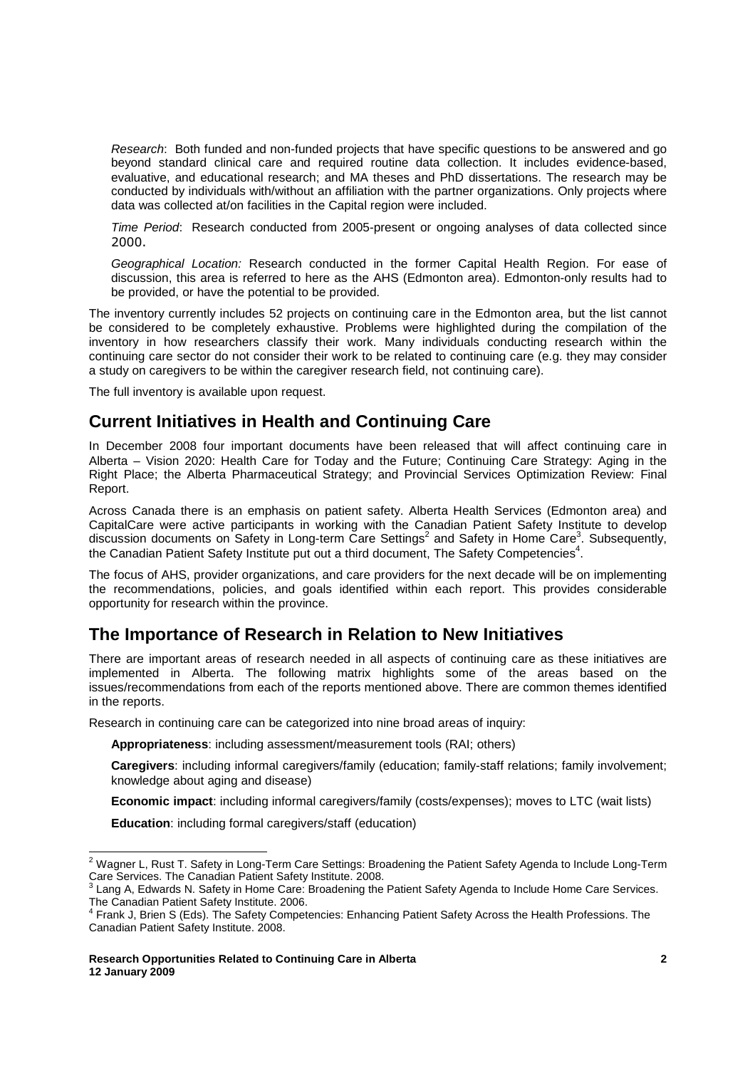*Research*: Both funded and non-funded projects that have specific questions to be answered and go beyond standard clinical care and required routine data collection. It includes evidence-based, evaluative, and educational research; and MA theses and PhD dissertations. The research may be conducted by individuals with/without an affiliation with the partner organizations. Only projects where data was collected at/on facilities in the Capital region were included.

*Time Period*: Research conducted from 2005-present or ongoing analyses of data collected since 2000.

*Geographical Location:* Research conducted in the former Capital Health Region. For ease of discussion, this area is referred to here as the AHS (Edmonton area). Edmonton-only results had to be provided, or have the potential to be provided.

The inventory currently includes 52 projects on continuing care in the Edmonton area, but the list cannot be considered to be completely exhaustive. Problems were highlighted during the compilation of the inventory in how researchers classify their work. Many individuals conducting research within the continuing care sector do not consider their work to be related to continuing care (e.g. they may consider a study on caregivers to be within the caregiver research field, not continuing care).

The full inventory is available upon request.

## Current Initiatives in Health and Continuing Care

In December 2008 four important documents have been released that will affect continuing care in Alberta – Vision 2020: Health Care for Today and the Future; Continuing Care Strategy: Aging in the Right Place; the Alberta Pharmaceutical Strategy; and Provincial Services Optimization Review: Final Report.

Across Canada there is an emphasis on patient safety. Alberta Health Services (Edmonton area) and CapitalCare were active participants in working with the Canadian Patient Safety Institute to develop discussion documents on Safety in Long-term Care Settings[2] and Safety in Home Care[3]. Subsequently, the Canadian Patient Safety Institute put out a third document, The Safety Competencies[4].

The focus of AHS, provider organizations, and care providers for the next decade will be on implementing the recommendations, policies, and goals identified within each report. This provides considerable opportunity for research within the province.

## The Importance of Research in Relation to New Initiatives

There are important areas of research needed in all aspects of continuing care as these initiatives are implemented in Alberta. The following matrix highlights some of the areas based on the issues/recommendations from each of the reports mentioned above. There are common themes identified in the reports.

Research in continuing care can be categorized into nine broad areas of inquiry:

**Appropriateness**: including assessment/measurement tools (RAI; others)

**Caregivers**: including informal caregivers/family (education; family-staff relations; family involvement; knowledge about aging and disease)

**Economic impact**: including informal caregivers/family (costs/expenses); moves to LTC (wait lists)

**Education**: including formal caregivers/staff (education)

---

[2] Wagner L, Rust T. Safety in Long-Term Care Settings: Broadening the Patient Safety Agenda to Include Long-Term Care Services. The Canadian Patient Safety Institute. 2008.

[3] Lang A, Edwards N. Safety in Home Care: Broadening the Patient Safety Agenda to Include Home Care Services. The Canadian Patient Safety Institute. 2006.

[4] Frank J, Brien S (Eds). The Safety Competencies: Enhancing Patient Safety Across the Health Professions. The Canadian Patient Safety Institute. 2008.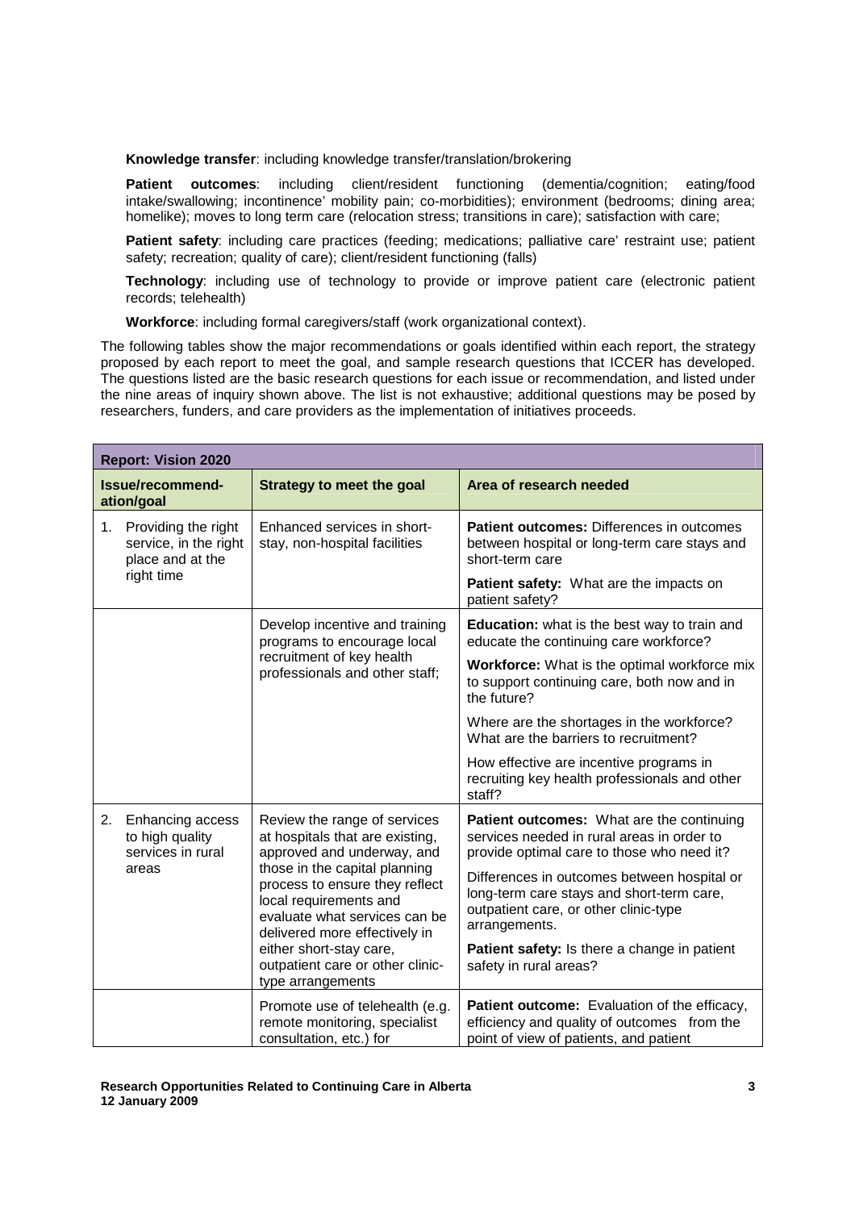**Knowledge transfer**: including knowledge transfer/translation/brokering

**Patient outcomes**: including client/resident functioning (dementia/cognition; eating/food intake/swallowing; incontinence' mobility pain; co-morbidities); environment (bedrooms; dining area; homelike); moves to long term care (relocation stress; transitions in care); satisfaction with care;

**Patient safety**: including care practices (feeding; medications; palliative care' restraint use; patient safety; recreation; quality of care); client/resident functioning (falls)

**Technology**: including use of technology to provide or improve patient care (electronic patient records; telehealth)

**Workforce**: including formal caregivers/staff (work organizational context).

The following tables show the major recommendations or goals identified within each report, the strategy proposed by each report to meet the goal, and sample research questions that ICCER has developed. The questions listed are the basic research questions for each issue or recommendation, and listed under the nine areas of inquiry shown above. The list is not exhaustive; additional questions may be posed by researchers, funders, and care providers as the implementation of initiatives proceeds.

| **Report: Vision 2020** | | |
|---|---|---|
| **Issue/recommend-ation/goal** | **Strategy to meet the goal** | **Area of research needed** |
| 1. Providing the right service, in the right place and at the right time | Enhanced services in short-stay, non-hospital facilities | **Patient outcomes:** Differences in outcomes between hospital or long-term care stays and short-term care<br><br>**Patient safety:** What are the impacts on patient safety? |
| | Develop incentive and training programs to encourage local recruitment of key health professionals and other staff; | **Education:** what is the best way to train and educate the continuing care workforce?<br><br>**Workforce:** What is the optimal workforce mix to support continuing care, both now and in the future?<br><br>Where are the shortages in the workforce? What are the barriers to recruitment?<br><br>How effective are incentive programs in recruiting key health professionals and other staff? |
| 2. Enhancing access to high quality services in rural areas | Review the range of services at hospitals that are existing, approved and underway, and those in the capital planning process to ensure they reflect local requirements and evaluate what services can be delivered more effectively in either short-stay care, outpatient care or other clinic-type arrangements | **Patient outcomes:** What are the continuing services needed in rural areas in order to provide optimal care to those who need it?<br><br>Differences in outcomes between hospital or long-term care stays and short-term care, outpatient care, or other clinic-type arrangements.<br><br>**Patient safety:** Is there a change in patient safety in rural areas? |
| | Promote use of telehealth (e.g. remote monitoring, specialist consultation, etc.) for | **Patient outcome:** Evaluation of the efficacy, efficiency and quality of outcomes from the point of view of patients, and patient |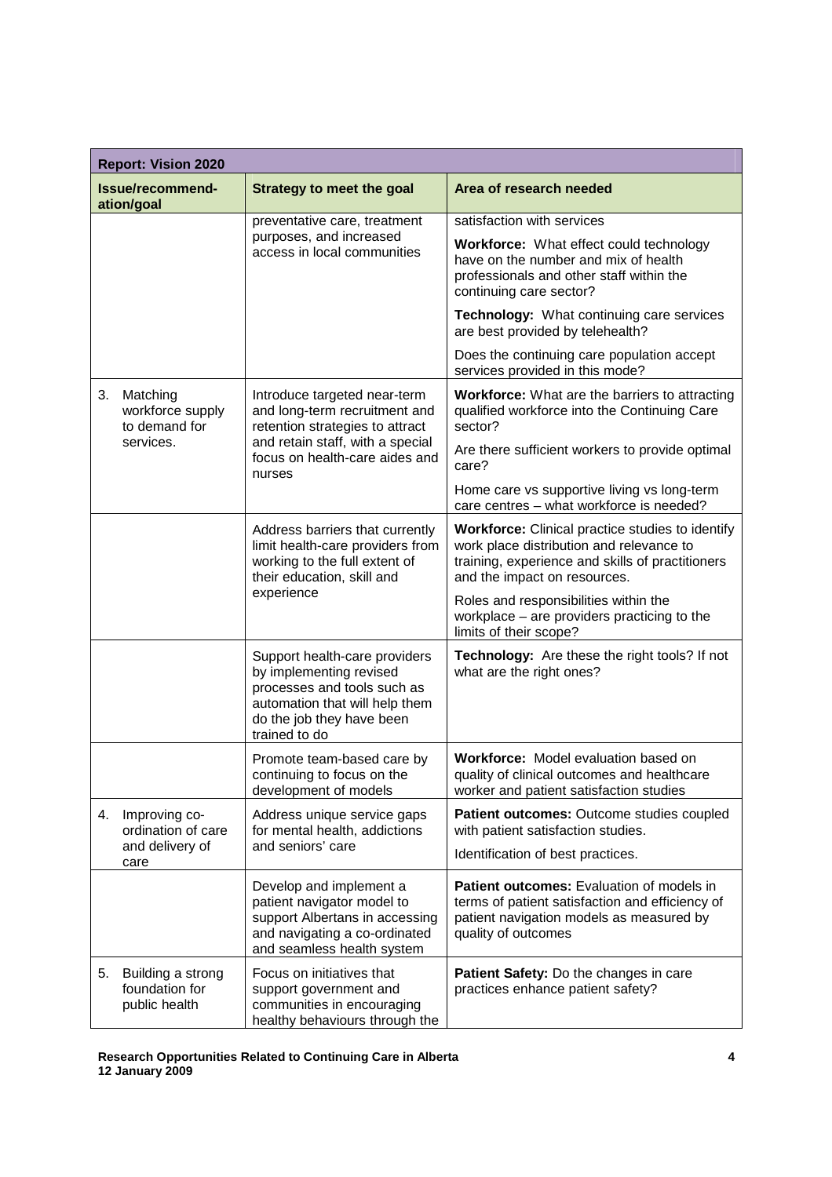| Report: Vision 2020 | | |
|---|---|---|
| **Issue/recommend-ation/goal** | **Strategy to meet the goal** | **Area of research needed** |
| | preventative care, treatment purposes, and increased access in local communities | satisfaction with services<br><br>**Workforce:** What effect could technology have on the number and mix of health professionals and other staff within the continuing care sector?<br><br>**Technology:** What continuing care services are best provided by telehealth?<br><br>Does the continuing care population accept services provided in this mode? |
| 3. Matching workforce supply to demand for services. | Introduce targeted near-term and long-term recruitment and retention strategies to attract and retain staff, with a special focus on health-care aides and nurses | **Workforce:** What are the barriers to attracting qualified workforce into the Continuing Care sector?<br><br>Are there sufficient workers to provide optimal care?<br><br>Home care vs supportive living vs long-term care centres – what workforce is needed? |
| | Address barriers that currently limit health-care providers from working to the full extent of their education, skill and experience | **Workforce:** Clinical practice studies to identify work place distribution and relevance to training, experience and skills of practitioners and the impact on resources.<br><br>Roles and responsibilities within the workplace – are providers practicing to the limits of their scope? |
| | Support health-care providers by implementing revised processes and tools such as automation that will help them do the job they have been trained to do | **Technology:** Are these the right tools? If not what are the right ones? |
| | Promote team-based care by continuing to focus on the development of models | **Workforce:** Model evaluation based on quality of clinical outcomes and healthcare worker and patient satisfaction studies |
| 4. Improving co-ordination of care and delivery of care | Address unique service gaps for mental health, addictions and seniors' care | **Patient outcomes:** Outcome studies coupled with patient satisfaction studies.<br><br>Identification of best practices. |
| | Develop and implement a patient navigator model to support Albertans in accessing and navigating a co-ordinated and seamless health system | **Patient outcomes:** Evaluation of models in terms of patient satisfaction and efficiency of patient navigation models as measured by quality of outcomes |
| 5. Building a strong foundation for public health | Focus on initiatives that support government and communities in encouraging healthy behaviours through the | **Patient Safety:** Do the changes in care practices enhance patient safety? |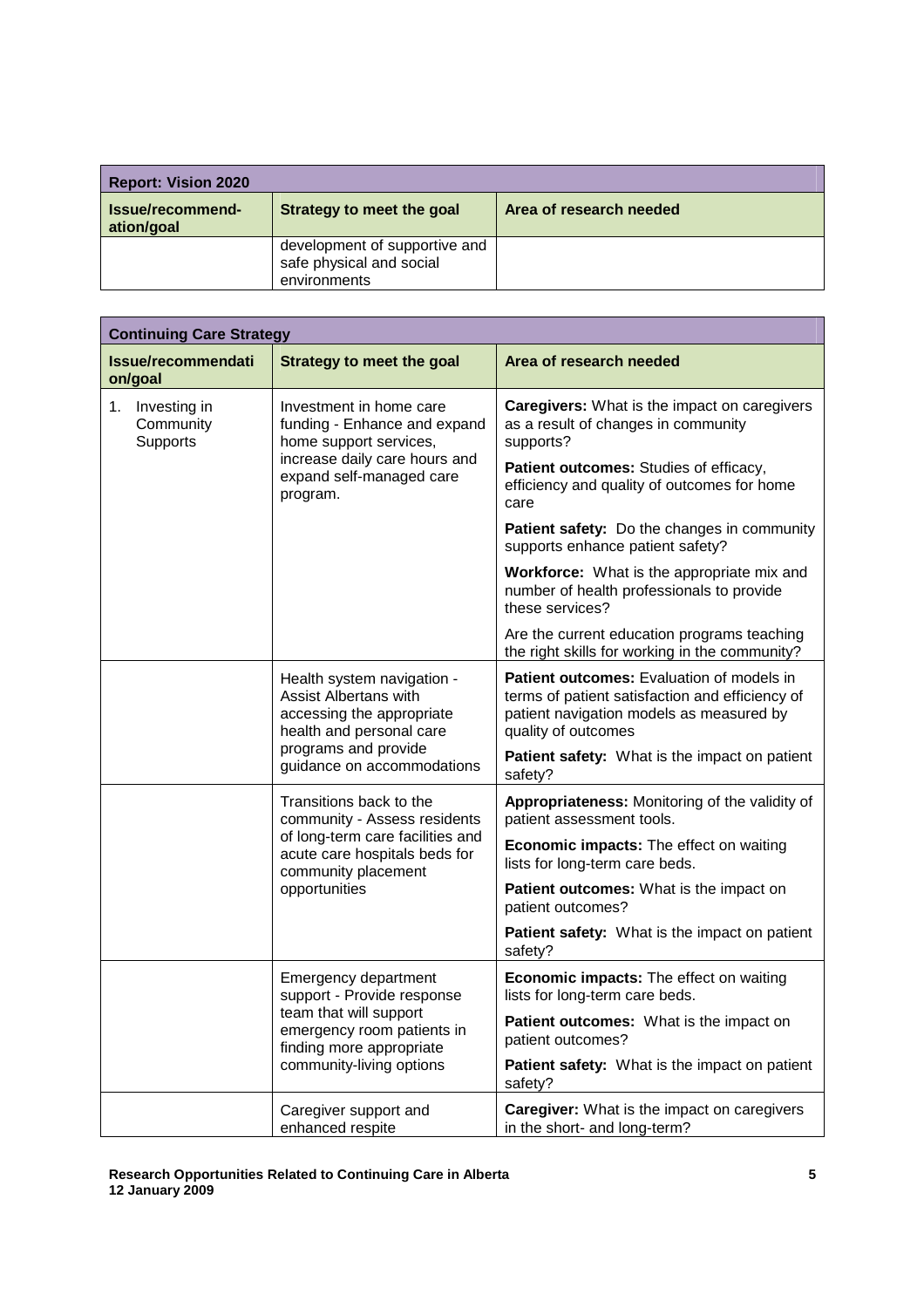| Report: Vision 2020 | | |
|---|---|---|
| **Issue/recommend-ation/goal** | **Strategy to meet the goal** | **Area of research needed** |
| | development of supportive and safe physical and social environments | |

| Continuing Care Strategy | | |
|---|---|---|
| **Issue/recommendation/goal** | **Strategy to meet the goal** | **Area of research needed** |
| 1. Investing in Community Supports | Investment in home care funding - Enhance and expand home support services, increase daily care hours and expand self-managed care program. | **Caregivers:** What is the impact on caregivers as a result of changes in community supports? |
| | | **Patient outcomes:** Studies of efficacy, efficiency and quality of outcomes for home care |
| | | **Patient safety:** Do the changes in community supports enhance patient safety? |
| | | **Workforce:** What is the appropriate mix and number of health professionals to provide these services? |
| | | Are the current education programs teaching the right skills for working in the community? |
| | Health system navigation - Assist Albertans with accessing the appropriate health and personal care programs and provide guidance on accommodations | **Patient outcomes:** Evaluation of models in terms of patient satisfaction and efficiency of patient navigation models as measured by quality of outcomes |
| | | **Patient safety:** What is the impact on patient safety? |
| | Transitions back to the community - Assess residents of long-term care facilities and acute care hospitals beds for community placement opportunities | **Appropriateness:** Monitoring of the validity of patient assessment tools. |
| | | **Economic impacts:** The effect on waiting lists for long-term care beds. |
| | | **Patient outcomes:** What is the impact on patient outcomes? |
| | | **Patient safety:** What is the impact on patient safety? |
| | Emergency department support - Provide response team that will support emergency room patients in finding more appropriate community-living options | **Economic impacts:** The effect on waiting lists for long-term care beds. |
| | | **Patient outcomes:** What is the impact on patient outcomes? |
| | | **Patient safety:** What is the impact on patient safety? |
| | Caregiver support and enhanced respite | **Caregiver:** What is the impact on caregivers in the short- and long-term? |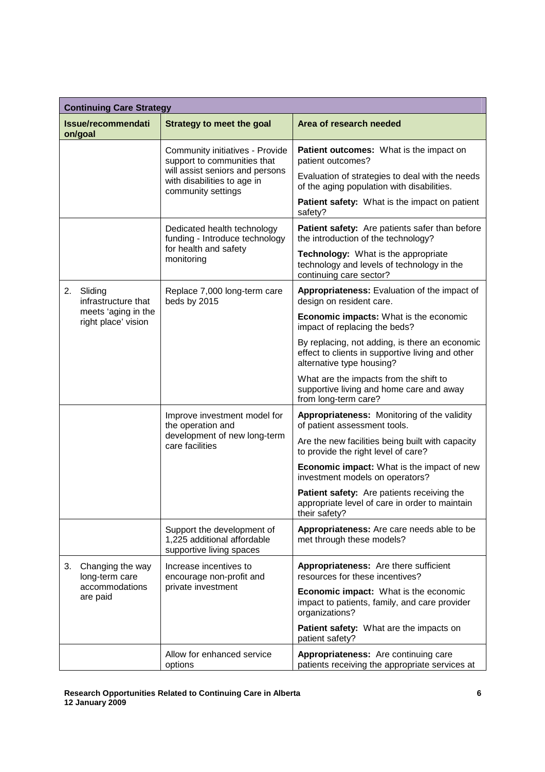| Continuing Care Strategy | | |
|---|---|---|
| **Issue/recommendation/goal** | **Strategy to meet the goal** | **Area of research needed** |
| | Community initiatives - Provide support to communities that will assist seniors and persons with disabilities to age in community settings | **Patient outcomes:** What is the impact on patient outcomes?<br><br>Evaluation of strategies to deal with the needs of the aging population with disabilities.<br><br>**Patient safety:** What is the impact on patient safety? |
| | Dedicated health technology funding - Introduce technology for health and safety monitoring | **Patient safety:** Are patients safer than before the introduction of the technology?<br><br>**Technology:** What is the appropriate technology and levels of technology in the continuing care sector? |
| 2. Sliding infrastructure that meets 'aging in the right place' vision | Replace 7,000 long-term care beds by 2015 | **Appropriateness:** Evaluation of the impact of design on resident care.<br><br>**Economic impacts:** What is the economic impact of replacing the beds?<br><br>By replacing, not adding, is there an economic effect to clients in supportive living and other alternative type housing?<br><br>What are the impacts from the shift to supportive living and home care and away from long-term care? |
| | Improve investment model for the operation and development of new long-term care facilities | **Appropriateness:** Monitoring of the validity of patient assessment tools.<br><br>Are the new facilities being built with capacity to provide the right level of care?<br><br>**Economic impact:** What is the impact of new investment models on operators?<br><br>**Patient safety:** Are patients receiving the appropriate level of care in order to maintain their safety? |
| | Support the development of 1,225 additional affordable supportive living spaces | **Appropriateness:** Are care needs able to be met through these models? |
| 3. Changing the way long-term care accommodations are paid | Increase incentives to encourage non-profit and private investment | **Appropriateness:** Are there sufficient resources for these incentives?<br><br>**Economic impact:** What is the economic impact to patients, family, and care provider organizations?<br><br>**Patient safety:** What are the impacts on patient safety? |
| | Allow for enhanced service options | **Appropriateness:** Are continuing care patients receiving the appropriate services at |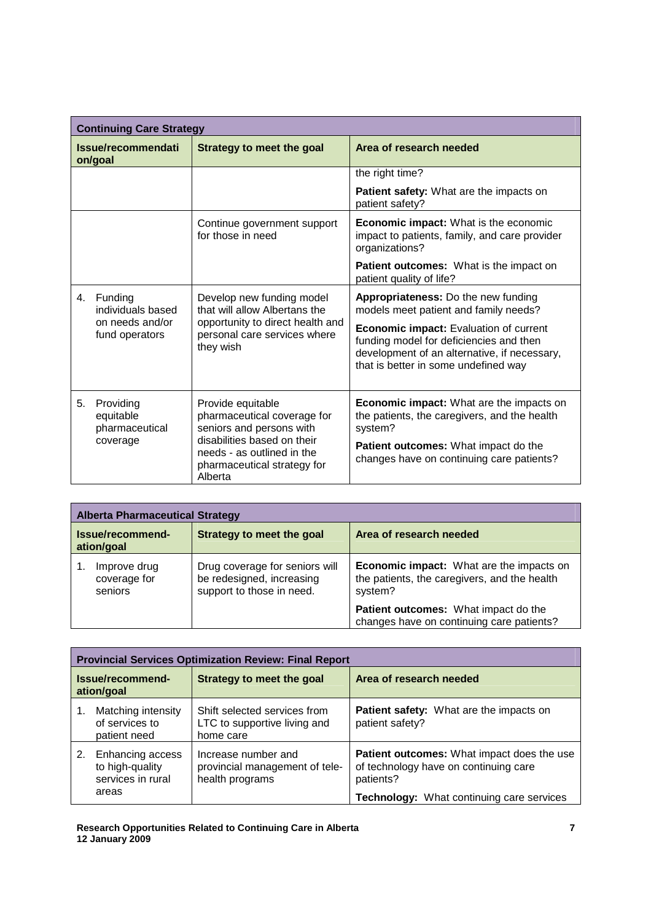| Continuing Care Strategy | | |
|---|---|---|
| **Issue/recommendation/goal** | **Strategy to meet the goal** | **Area of research needed** |
| | | the right time?<br><br>**Patient safety:** What are the impacts on patient safety? |
| | Continue government support for those in need | **Economic impact:** What is the economic impact to patients, family, and care provider organizations?<br><br>**Patient outcomes:** What is the impact on patient quality of life? |
| 4. Funding individuals based on needs and/or fund operators | Develop new funding model that will allow Albertans the opportunity to direct health and personal care services where they wish | **Appropriateness:** Do the new funding models meet patient and family needs?<br><br>**Economic impact:** Evaluation of current funding model for deficiencies and then development of an alternative, if necessary, that is better in some undefined way |
| 5. Providing equitable pharmaceutical coverage | Provide equitable pharmaceutical coverage for seniors and persons with disabilities based on their needs - as outlined in the pharmaceutical strategy for Alberta | **Economic impact:** What are the impacts on the patients, the caregivers, and the health system?<br><br>**Patient outcomes:** What impact do the changes have on continuing care patients? |

| Alberta Pharmaceutical Strategy | | |
|---|---|---|
| **Issue/recommendation/goal** | **Strategy to meet the goal** | **Area of research needed** |
| 1. Improve drug coverage for seniors | Drug coverage for seniors will be redesigned, increasing support to those in need. | **Economic impact:** What are the impacts on the patients, the caregivers, and the health system?<br><br>**Patient outcomes:** What impact do the changes have on continuing care patients? |

| Provincial Services Optimization Review: Final Report | | |
|---|---|---|
| **Issue/recommendation/goal** | **Strategy to meet the goal** | **Area of research needed** |
| 1. Matching intensity of services to patient need | Shift selected services from LTC to supportive living and home care | **Patient safety:** What are the impacts on patient safety? |
| 2. Enhancing access to high-quality services in rural areas | Increase number and provincial management of tele-health programs | **Patient outcomes:** What impact does the use of technology have on continuing care patients?<br><br>**Technology:** What continuing care services |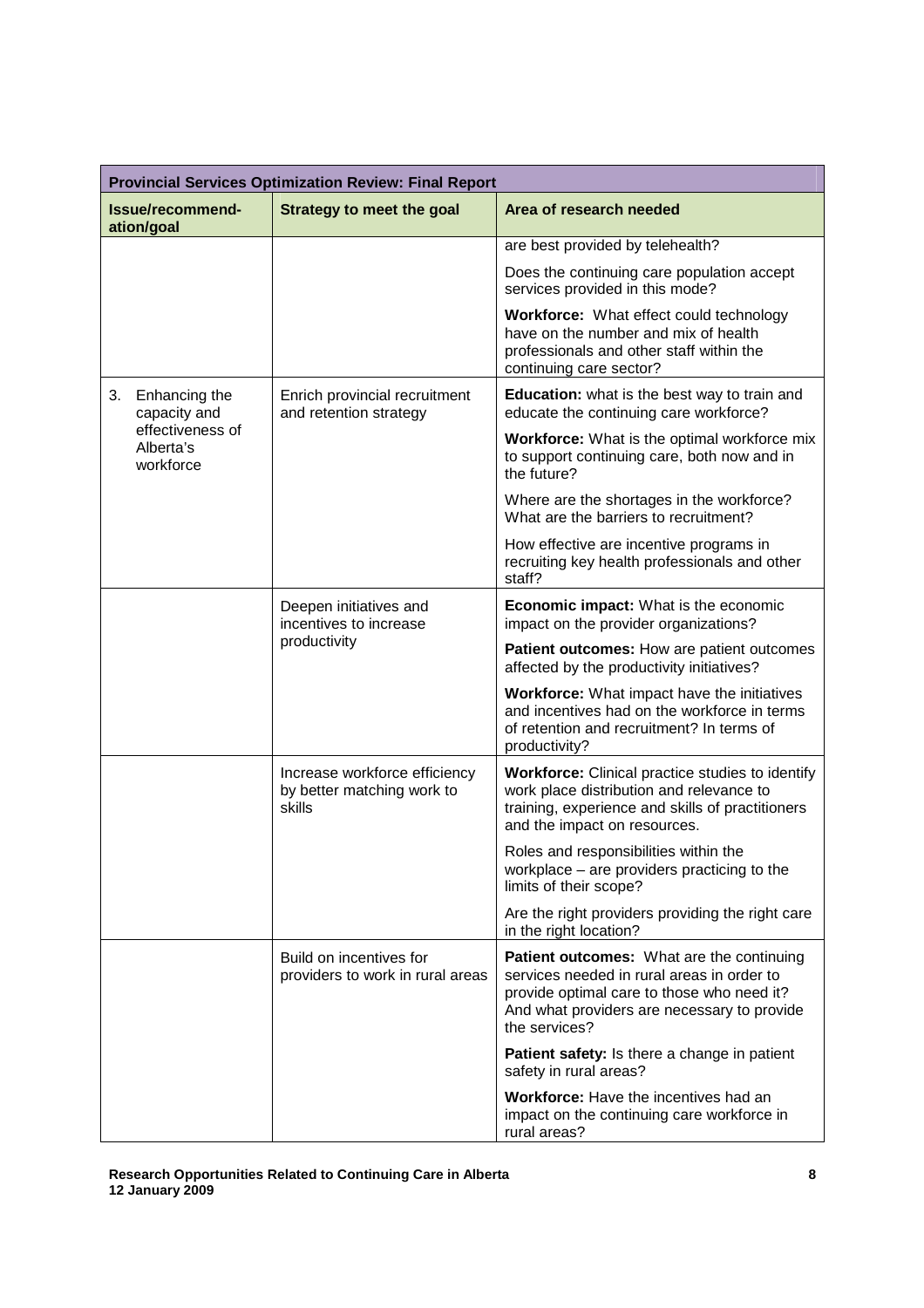| Issue/recommend-ation/goal | Strategy to meet the goal | Area of research needed |
|---|---|---|
| | | are best provided by telehealth? |
| | | Does the continuing care population accept services provided in this mode? |
| | | **Workforce:** What effect could technology have on the number and mix of health professionals and other staff within the continuing care sector? |
| 3. Enhancing the capacity and effectiveness of Alberta's workforce | Enrich provincial recruitment and retention strategy | **Education:** what is the best way to train and educate the continuing care workforce? |
| | | **Workforce:** What is the optimal workforce mix to support continuing care, both now and in the future? |
| | | Where are the shortages in the workforce? What are the barriers to recruitment? |
| | | How effective are incentive programs in recruiting key health professionals and other staff? |
| | Deepen initiatives and incentives to increase productivity | **Economic impact:** What is the economic impact on the provider organizations? |
| | | **Patient outcomes:** How are patient outcomes affected by the productivity initiatives? |
| | | **Workforce:** What impact have the initiatives and incentives had on the workforce in terms of retention and recruitment? In terms of productivity? |
| | Increase workforce efficiency by better matching work to skills | **Workforce:** Clinical practice studies to identify work place distribution and relevance to training, experience and skills of practitioners and the impact on resources. |
| | | Roles and responsibilities within the workplace – are providers practicing to the limits of their scope? |
| | | Are the right providers providing the right care in the right location? |
| | Build on incentives for providers to work in rural areas | **Patient outcomes:** What are the continuing services needed in rural areas in order to provide optimal care to those who need it? And what providers are necessary to provide the services? |
| | | **Patient safety:** Is there a change in patient safety in rural areas? |
| | | **Workforce:** Have the incentives had an impact on the continuing care workforce in rural areas? |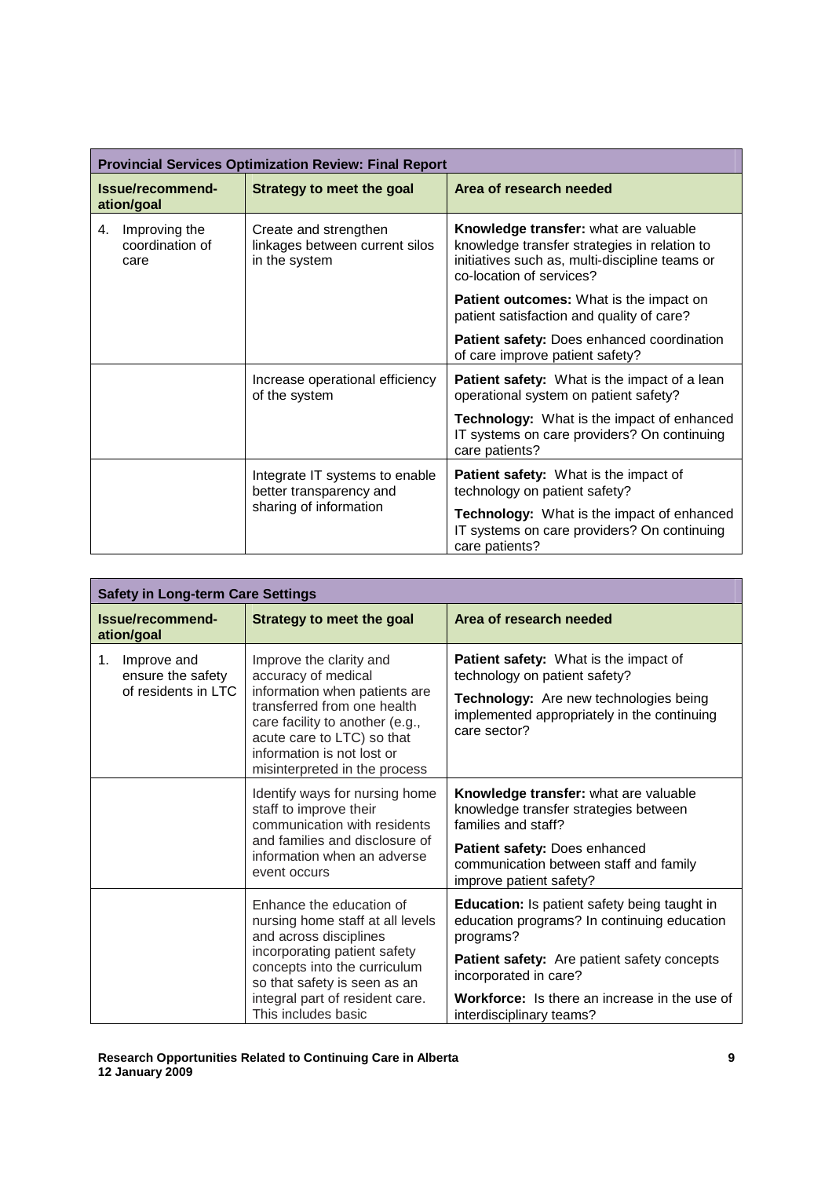| Provincial Services Optimization Review: Final Report | | |
|---|---|---|
| **Issue/recommend-ation/goal** | **Strategy to meet the goal** | **Area of research needed** |
| 4. Improving the coordination of care | Create and strengthen linkages between current silos in the system | **Knowledge transfer:** what are valuable knowledge transfer strategies in relation to initiatives such as, multi-discipline teams or co-location of services?<br>**Patient outcomes:** What is the impact on patient satisfaction and quality of care?<br>**Patient safety:** Does enhanced coordination of care improve patient safety? |
| | Increase operational efficiency of the system | **Patient safety:** What is the impact of a lean operational system on patient safety?<br>**Technology:** What is the impact of enhanced IT systems on care providers? On continuing care patients? |
| | Integrate IT systems to enable better transparency and sharing of information | **Patient safety:** What is the impact of technology on patient safety?<br>**Technology:** What is the impact of enhanced IT systems on care providers? On continuing care patients? |

| Safety in Long-term Care Settings | | |
|---|---|---|
| **Issue/recommend-ation/goal** | **Strategy to meet the goal** | **Area of research needed** |
| 1. Improve and ensure the safety of residents in LTC | Improve the clarity and accuracy of medical information when patients are transferred from one health care facility to another (e.g., acute care to LTC) so that information is not lost or misinterpreted in the process | **Patient safety:** What is the impact of technology on patient safety?<br>**Technology:** Are new technologies being implemented appropriately in the continuing care sector? |
| | Identify ways for nursing home staff to improve their communication with residents and families and disclosure of information when an adverse event occurs | **Knowledge transfer:** what are valuable knowledge transfer strategies between families and staff?<br>**Patient safety:** Does enhanced communication between staff and family improve patient safety? |
| | Enhance the education of nursing home staff at all levels and across disciplines incorporating patient safety concepts into the curriculum so that safety is seen as an integral part of resident care. This includes basic | **Education:** Is patient safety being taught in education programs? In continuing education programs?<br>**Patient safety:** Are patient safety concepts incorporated in care?<br>**Workforce:** Is there an increase in the use of interdisciplinary teams? |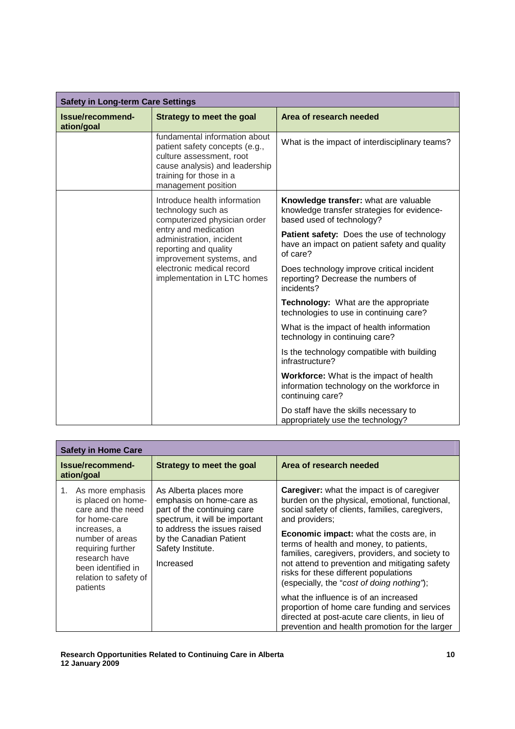| Safety in Long-term Care Settings | | |
|---|---|---|
| **Issue/recommend-ation/goal** | **Strategy to meet the goal** | **Area of research needed** |
| | fundamental information about patient safety concepts (e.g., culture assessment, root cause analysis) and leadership training for those in a management position | What is the impact of interdisciplinary teams? |
| | Introduce health information technology such as computerized physician order entry and medication administration, incident reporting and quality improvement systems, and electronic medical record implementation in LTC homes | **Knowledge transfer:** what are valuable knowledge transfer strategies for evidence-based used of technology?<br><br>**Patient safety:** Does the use of technology have an impact on patient safety and quality of care?<br><br>Does technology improve critical incident reporting? Decrease the numbers of incidents?<br><br>**Technology:** What are the appropriate technologies to use in continuing care?<br><br>What is the impact of health information technology in continuing care?<br><br>Is the technology compatible with building infrastructure?<br><br>**Workforce:** What is the impact of health information technology on the workforce in continuing care?<br><br>Do staff have the skills necessary to appropriately use the technology? |

| Safety in Home Care | | |
|---|---|---|
| **Issue/recommend-ation/goal** | **Strategy to meet the goal** | **Area of research needed** |
| 1. As more emphasis is placed on home-care and the need for home-care increases, a number of areas requiring further research have been identified in relation to safety of patients | As Alberta places more emphasis on home-care as part of the continuing care spectrum, it will be important to address the issues raised by the Canadian Patient Safety Institute.<br><br>Increased | **Caregiver:** what the impact is of caregiver burden on the physical, emotional, functional, social safety of clients, families, caregivers, and providers;<br><br>**Economic impact:** what the costs are, in terms of health and money, to patients, families, caregivers, providers, and society to not attend to prevention and mitigating safety risks for these different populations (especially, the "*cost of doing nothing"*);<br><br>what the influence is of an increased proportion of home care funding and services directed at post-acute care clients, in lieu of prevention and health promotion for the larger |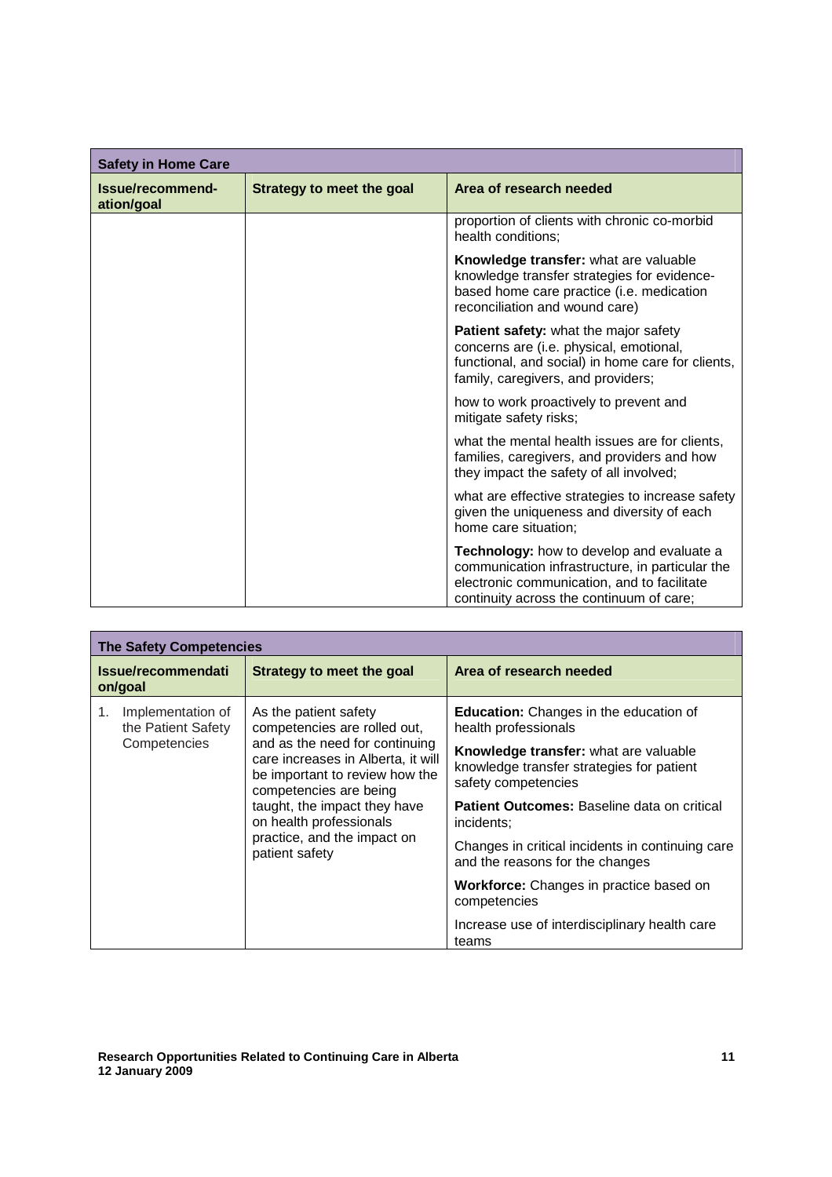| Safety in Home Care | | |
|---|---|---|
| **Issue/recommend-ation/goal** | **Strategy to meet the goal** | **Area of research needed** |
| | | proportion of clients with chronic co-morbid health conditions; |
| | | **Knowledge transfer:** what are valuable knowledge transfer strategies for evidence-based home care practice (i.e. medication reconciliation and wound care) |
| | | **Patient safety:** what the major safety concerns are (i.e. physical, emotional, functional, and social) in home care for clients, family, caregivers, and providers; |
| | | how to work proactively to prevent and mitigate safety risks; |
| | | what the mental health issues are for clients, families, caregivers, and providers and how they impact the safety of all involved; |
| | | what are effective strategies to increase safety given the uniqueness and diversity of each home care situation; |
| | | **Technology:** how to develop and evaluate a communication infrastructure, in particular the electronic communication, and to facilitate continuity across the continuum of care; |

| The Safety Competencies | | |
|---|---|---|
| **Issue/recommendation/goal** | **Strategy to meet the goal** | **Area of research needed** |
| 1. Implementation of the Patient Safety Competencies | As the patient safety competencies are rolled out, and as the need for continuing care increases in Alberta, it will be important to review how the competencies are being taught, the impact they have on health professionals practice, and the impact on patient safety | **Education:** Changes in the education of health professionals |
| | | **Knowledge transfer:** what are valuable knowledge transfer strategies for patient safety competencies |
| | | **Patient Outcomes:** Baseline data on critical incidents; |
| | | Changes in critical incidents in continuing care and the reasons for the changes |
| | | **Workforce:** Changes in practice based on competencies |
| | | Increase use of interdisciplinary health care teams |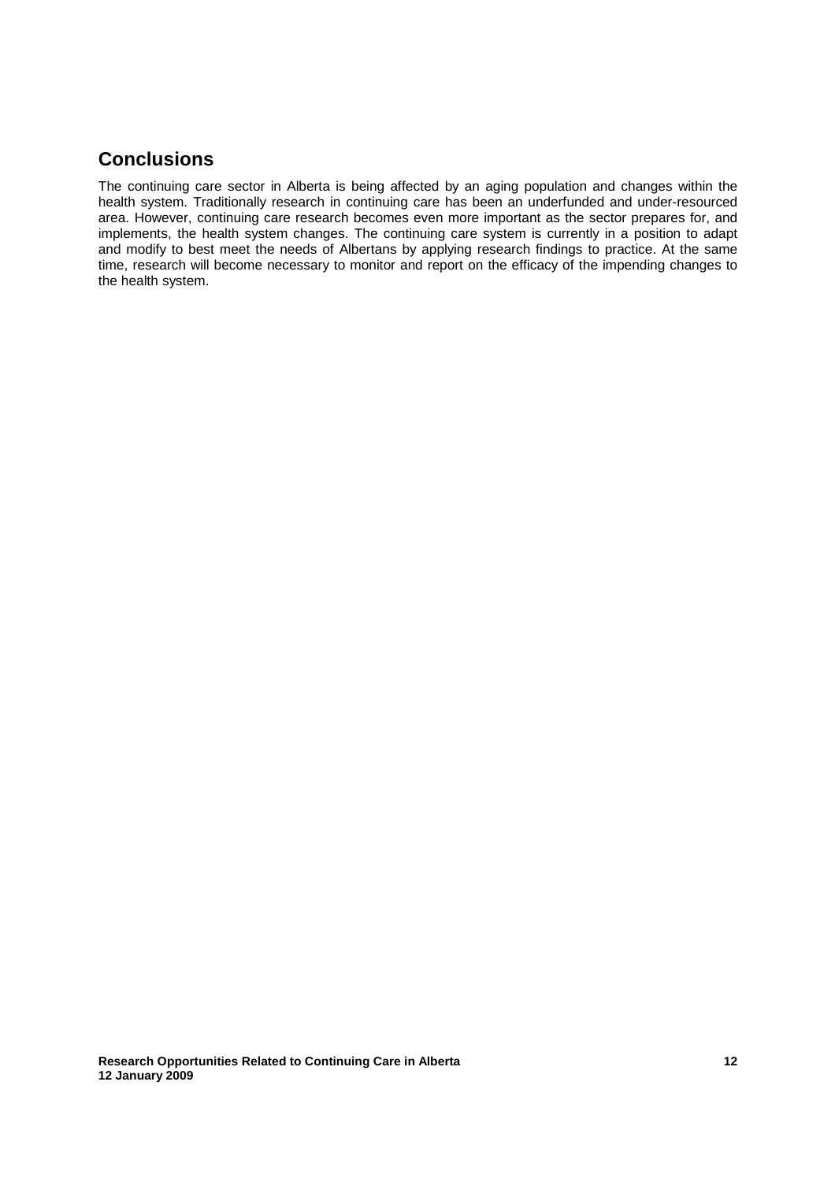## Conclusions

The continuing care sector in Alberta is being affected by an aging population and changes within the health system. Traditionally research in continuing care has been an underfunded and under-resourced area. However, continuing care research becomes even more important as the sector prepares for, and implements, the health system changes. The continuing care system is currently in a position to adapt and modify to best meet the needs of Albertans by applying research findings to practice. At the same time, research will become necessary to monitor and report on the efficacy of the impending changes to the health system.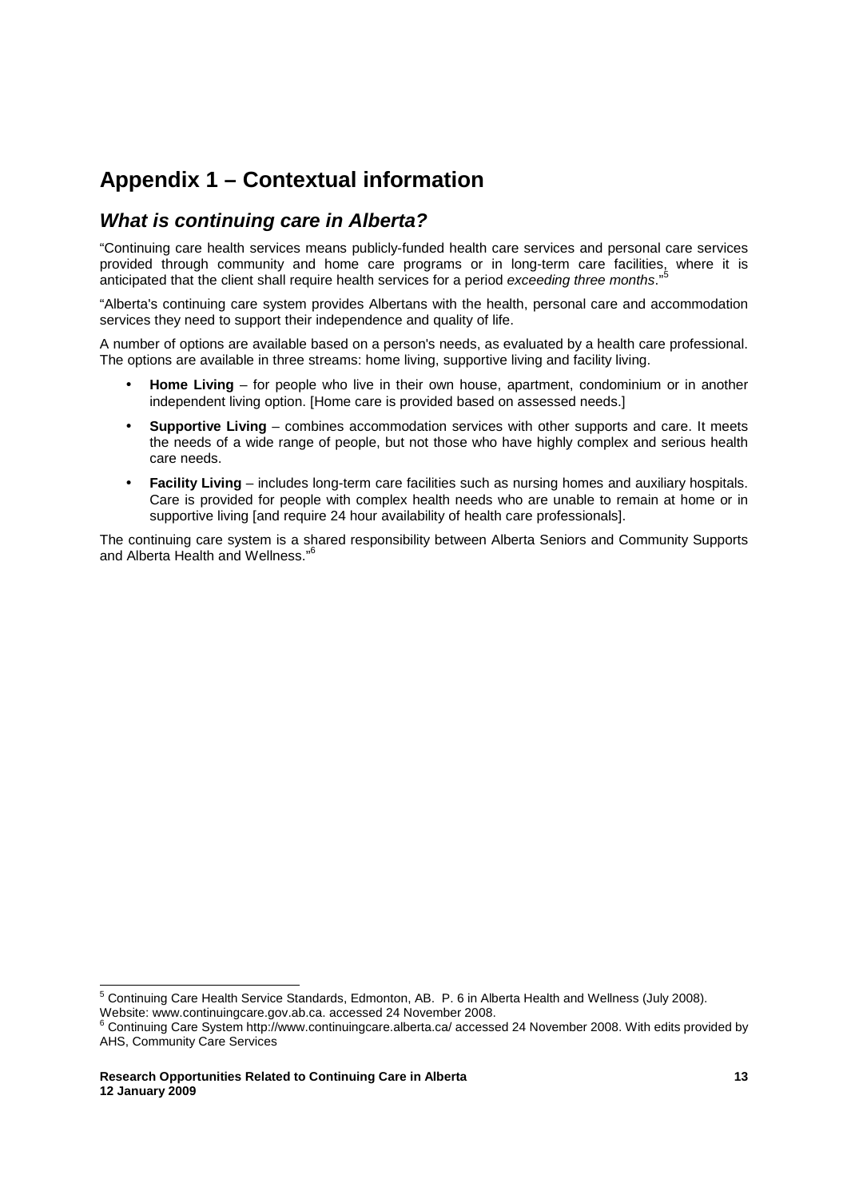# Appendix 1 – Contextual information

## *What is continuing care in Alberta?*

"Continuing care health services means publicly-funded health care services and personal care services provided through community and home care programs or in long-term care facilities, where it is anticipated that the client shall require health services for a period *exceeding three months*."[5]

"Alberta's continuing care system provides Albertans with the health, personal care and accommodation services they need to support their independence and quality of life.

A number of options are available based on a person's needs, as evaluated by a health care professional. The options are available in three streams: home living, supportive living and facility living.

- **Home Living** – for people who live in their own house, apartment, condominium or in another independent living option. [Home care is provided based on assessed needs.]
- **Supportive Living** – combines accommodation services with other supports and care. It meets the needs of a wide range of people, but not those who have highly complex and serious health care needs.
- **Facility Living** – includes long-term care facilities such as nursing homes and auxiliary hospitals. Care is provided for people with complex health needs who are unable to remain at home or in supportive living [and require 24 hour availability of health care professionals].

The continuing care system is a shared responsibility between Alberta Seniors and Community Supports and Alberta Health and Wellness."[6]

---

[5] Continuing Care Health Service Standards, Edmonton, AB. P. 6 in Alberta Health and Wellness (July 2008). Website: www.continuingcare.gov.ab.ca. accessed 24 November 2008.

[6] Continuing Care System http://www.continuingcare.alberta.ca/ accessed 24 November 2008. With edits provided by AHS, Community Care Services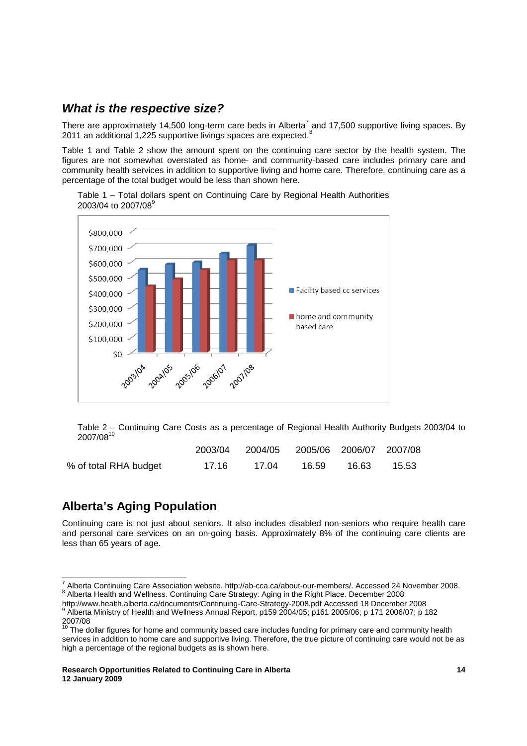### *What is the respective size?*

There are approximately 14,500 long-term care beds in Alberta[7] and 17,500 supportive living spaces. By 2011 an additional 1,225 supportive livings spaces are expected.[8]

Table 1 and Table 2 show the amount spent on the continuing care sector by the health system. The figures are not somewhat overstated as home- and community-based care includes primary care and community health services in addition to supportive living and home care. Therefore, continuing care as a percentage of the total budget would be less than shown here.

Table 1 – Total dollars spent on Continuing Care by Regional Health Authorities 2003/04 to 2007/08[9]

Table 2 – Continuing Care Costs as a percentage of Regional Health Authority Budgets 2003/04 to 2007/08[10]

| | 2003/04 | 2004/05 | 2005/06 | 2006/07 | 2007/08 |
|---|---|---|---|---|---|
| % of total RHA budget | 17.16 | 17.04 | 16.59 | 16.63 | 15.53 |

## Alberta's Aging Population

Continuing care is not just about seniors. It also includes disabled non-seniors who require health care and personal care services on an on-going basis. Approximately 8% of the continuing care clients are less than 65 years of age.

---

[7] Alberta Continuing Care Association website. http://ab-cca.ca/about-our-members/. Accessed 24 November 2008.
[8] Alberta Health and Wellness. Continuing Care Strategy: Aging in the Right Place. December 2008 http://www.health.alberta.ca/documents/Continuing-Care-Strategy-2008.pdf Accessed 18 December 2008
[9] Alberta Ministry of Health and Wellness Annual Report. p159 2004/05; p161 2005/06; p 171 2006/07; p 182 2007/08
[10] The dollar figures for home and community based care includes funding for primary care and community health services in addition to home care and supportive living. Therefore, the true picture of continuing care would not be as high a percentage of the regional budgets as is shown here.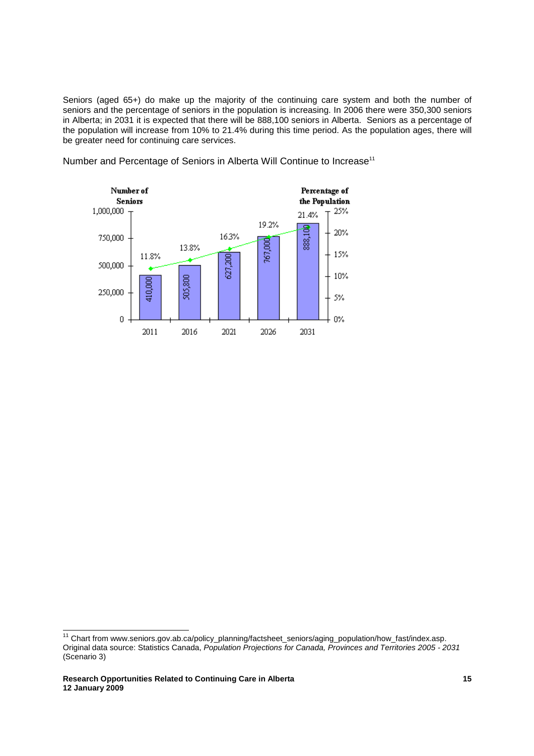Seniors (aged 65+) do make up the majority of the continuing care system and both the number of seniors and the percentage of seniors in the population is increasing. In 2006 there were 350,300 seniors in Alberta; in 2031 it is expected that there will be 888,100 seniors in Alberta. Seniors as a percentage of the population will increase from 10% to 21.4% during this time period. As the population ages, there will be greater need for continuing care services.

Number and Percentage of Seniors in Alberta Will Continue to Increase[11]

Number of Seniors

Percentage of the Population

1,000,000
750,000
500,000
250,000
0

25%
20%
15%
10%
5%
0%

2011 2016 2021 2026 2031

410,000 505,800 627,200 767,000 888,100

11.8% 13.8% 16.3% 19.2% 21.4%

---

[11] Chart from www.seniors.gov.ab.ca/policy_planning/factsheet_seniors/aging_population/how_fast/index.asp. Original data source: Statistics Canada, *Population Projections for Canada, Provinces and Territories 2005 - 2031* (Scenario 3)